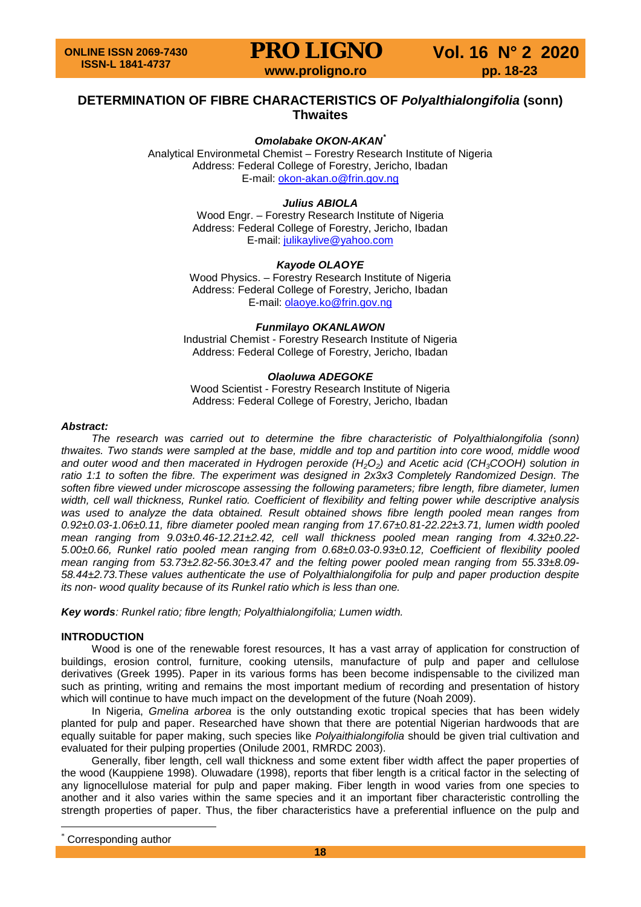# DETERMINATION OF FIBRE CHARACTERISTICS OF *Polyalthialongifolia* (sonn) Thwaites

***Omolabake OKON-AKAN*** [*]
Analytical Environmetal Chemist – Forestry Research Institute of Nigeria
Address: Federal College of Forestry, Jericho, Ibadan
E-mail: okon-akan.o@frin.gov.ng

***Julius ABIOLA***
Wood Engr. – Forestry Research Institute of Nigeria
Address: Federal College of Forestry, Jericho, Ibadan
E-mail: julikaylive@yahoo.com

***Kayode OLAOYE***
Wood Physics. – Forestry Research Institute of Nigeria
Address: Federal College of Forestry, Jericho, Ibadan
E-mail: olaoye.ko@frin.gov.ng

***Funmilayo OKANLAWON***
Industrial Chemist - Forestry Research Institute of Nigeria
Address: Federal College of Forestry, Jericho, Ibadan

***Olaoluwa ADEGOKE***
Wood Scientist - Forestry Research Institute of Nigeria
Address: Federal College of Forestry, Jericho, Ibadan

***Abstract:***

*The research was carried out to determine the fibre characteristic of Polyalthialongifolia (sonn) thwaites. Two stands were sampled at the base, middle and top and partition into core wood, middle wood and outer wood and then macerated in Hydrogen peroxide ($H_2O_2$) and Acetic acid ($CH_3COOH$) solution in ratio 1:1 to soften the fibre. The experiment was designed in 2x3x3 Completely Randomized Design. The soften fibre viewed under microscope assessing the following parameters; fibre length, fibre diameter, lumen width, cell wall thickness, Runkel ratio. Coefficient of flexibility and felting power while descriptive analysis was used to analyze the data obtained. Result obtained shows fibre length pooled mean ranges from 0.92±0.03-1.06±0.11, fibre diameter pooled mean ranging from 17.67±0.81-22.22±3.71, lumen width pooled mean ranging from 9.03±0.46-12.21±2.42, cell wall thickness pooled mean ranging from 4.32±0.22-5.00±0.66, Runkel ratio pooled mean ranging from 0.68±0.03-0.93±0.12, Coefficient of flexibility pooled mean ranging from 53.73±2.82-56.30±3.47 and the felting power pooled mean ranging from 55.33±8.09-58.44±2.73.These values authenticate the use of Polyalthialongifolia for pulp and paper production despite its non- wood quality because of its Runkel ratio which is less than one.*

***Key words**: Runkel ratio; fibre length; Polyalthialongifolia; Lumen width.*

**INTRODUCTION**

Wood is one of the renewable forest resources, It has a vast array of application for construction of buildings, erosion control, furniture, cooking utensils, manufacture of pulp and paper and cellulose derivatives (Greek 1995). Paper in its various forms has been become indispensable to the civilized man such as printing, writing and remains the most important medium of recording and presentation of history which will continue to have much impact on the development of the future (Noah 2009).

In Nigeria, *Gmelina arborea* is the only outstanding exotic tropical species that has been widely planted for pulp and paper. Researched have shown that there are potential Nigerian hardwoods that are equally suitable for paper making, such species like *Polyaithialongifolia* should be given trial cultivation and evaluated for their pulping properties (Onilude 2001, RMRDC 2003).

Generally, fiber length, cell wall thickness and some extent fiber width affect the paper properties of the wood (Kauppiene 1998). Oluwadare (1998), reports that fiber length is a critical factor in the selecting of any lignocellulose material for pulp and paper making. Fiber length in wood varies from one species to another and it also varies within the same species and it an important fiber characteristic controlling the strength properties of paper. Thus, the fiber characteristics have a preferential influence on the pulp and

[*] Corresponding author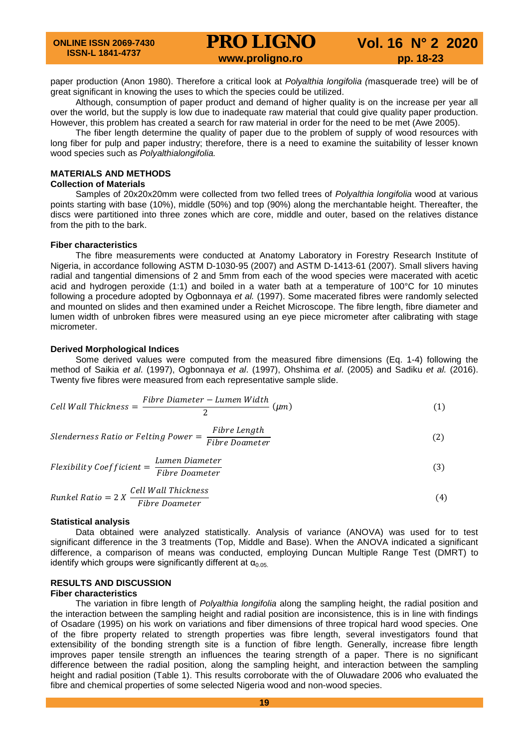paper production (Anon 1980). Therefore a critical look at *Polyalthia longifolia (*masquerade tree) will be of great significant in knowing the uses to which the species could be utilized.

Although, consumption of paper product and demand of higher quality is on the increase per year all over the world, but the supply is low due to inadequate raw material that could give quality paper production. However, this problem has created a search for raw material in order for the need to be met (Awe 2005).

The fiber length determine the quality of paper due to the problem of supply of wood resources with long fiber for pulp and paper industry; therefore, there is a need to examine the suitability of lesser known wood species such as *Polyalthialongifolia.*

## MATERIALS AND METHODS

### Collection of Materials

Samples of 20x20x20mm were collected from two felled trees of *Polyalthia longifolia* wood at various points starting with base (10%), middle (50%) and top (90%) along the merchantable height. Thereafter, the discs were partitioned into three zones which are core, middle and outer, based on the relatives distance from the pith to the bark.

### Fiber characteristics

The fibre measurements were conducted at Anatomy Laboratory in Forestry Research Institute of Nigeria, in accordance following ASTM D-1030-95 (2007) and ASTM D-1413-61 (2007). Small slivers having radial and tangential dimensions of 2 and 5mm from each of the wood species were macerated with acetic acid and hydrogen peroxide (1:1) and boiled in a water bath at a temperature of 100°C for 10 minutes following a procedure adopted by Ogbonnaya *et al.* (1997). Some macerated fibres were randomly selected and mounted on slides and then examined under a Reichet Microscope. The fibre length, fibre diameter and lumen width of unbroken fibres were measured using an eye piece micrometer after calibrating with stage micrometer.

### Derived Morphological Indices

Some derived values were computed from the measured fibre dimensions (Eq. 1-4) following the method of Saikia *et al*. (1997), Ogbonnaya *et al*. (1997), Ohshima *et al*. (2005) and Sadiku *et al.* (2016). Twenty five fibres were measured from each representative sample slide.

$$Cell\ Wall\ Thickness = \frac{Fibre\ Diameter - Lumen\ Width}{2}\ (\mu m) \tag{1}$$

$$Slenderness\ Ratio\ or\ Felting\ Power = \frac{Fibre\ Length}{Fibre\ Doameter} \tag{2}$$

$$Flexibility\ Coefficient = \frac{Lumen\ Diameter}{Fibre\ Doameter} \tag{3}$$

$$Runkel\ Ratio = 2\ X\ \frac{Cell\ Wall\ Thickness}{Fibre\ Doameter} \tag{4}$$

### Statistical analysis

Data obtained were analyzed statistically. Analysis of variance (ANOVA) was used for to test significant difference in the 3 treatments (Top, Middle and Base). When the ANOVA indicated a significant difference, a comparison of means was conducted, employing Duncan Multiple Range Test (DMRT) to identify which groups were significantly different at $\alpha_{0.05.}$

## RESULTS AND DISCUSSION

### Fiber characteristics

The variation in fibre length of *Polyalthia longifolia* along the sampling height, the radial position and the interaction between the sampling height and radial position are inconsistence, this is in line with findings of Osadare (1995) on his work on variations and fiber dimensions of three tropical hard wood species. One of the fibre property related to strength properties was fibre length, several investigators found that extensibility of the bonding strength site is a function of fibre length. Generally, increase fibre length improves paper tensile strength an influences the tearing strength of a paper. There is no significant difference between the radial position, along the sampling height, and interaction between the sampling height and radial position (Table 1). This results corroborate with the of Oluwadare 2006 who evaluated the fibre and chemical properties of some selected Nigeria wood and non-wood species.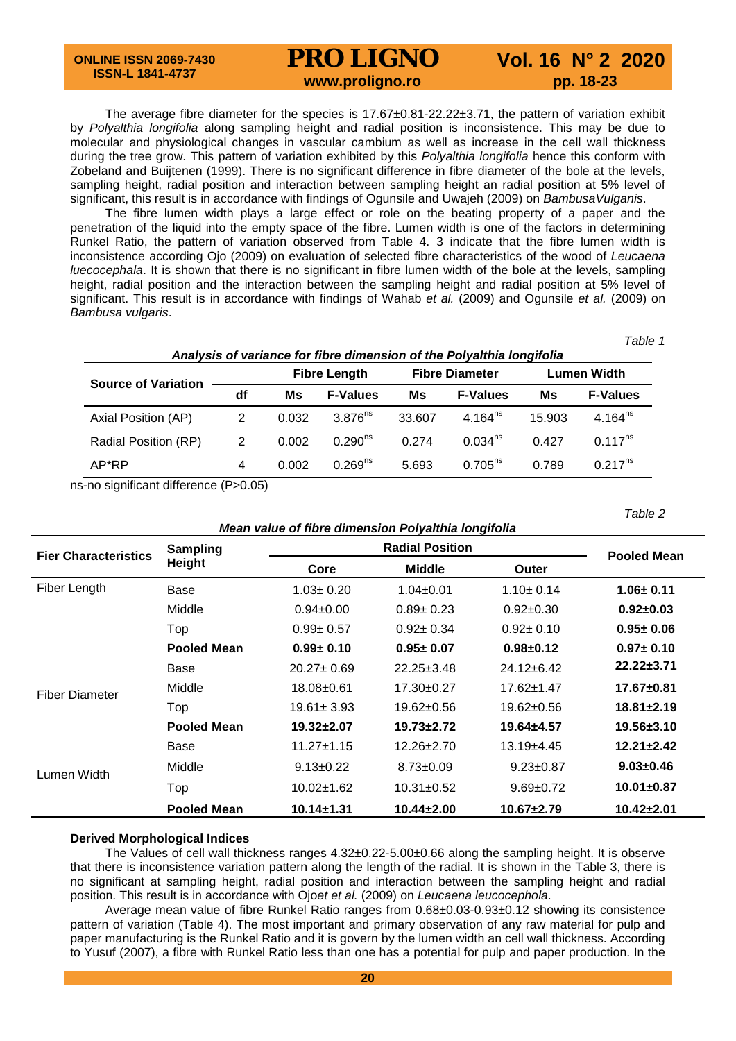The average fibre diameter for the species is 17.67±0.81-22.22±3.71, the pattern of variation exhibit by *Polyalthia longifolia* along sampling height and radial position is inconsistence. This may be due to molecular and physiological changes in vascular cambium as well as increase in the cell wall thickness during the tree grow. This pattern of variation exhibited by this *Polyalthia longifolia* hence this conform with Zobeland and Buijtenen (1999). There is no significant difference in fibre diameter of the bole at the levels, sampling height, radial position and interaction between sampling height an radial position at 5% level of significant, this result is in accordance with findings of Ogunsile and Uwajeh (2009) on *BambusaVulganis*.

The fibre lumen width plays a large effect or role on the beating property of a paper and the penetration of the liquid into the empty space of the fibre. Lumen width is one of the factors in determining Runkel Ratio, the pattern of variation observed from Table 4. 3 indicate that the fibre lumen width is inconsistence according Ojo (2009) on evaluation of selected fibre characteristics of the wood of *Leucaena luecocephala*. It is shown that there is no significant in fibre lumen width of the bole at the levels, sampling height, radial position and the interaction between the sampling height and radial position at 5% level of significant. This result is in accordance with findings of Wahab *et al.* (2009) and Ogunsile *et al.* (2009) on *Bambusa vulgaris*.

*Table 1*

***Analysis of variance for fibre dimension of the Polyalthia longifolia***

| Source of Variation | df | Fibre Length | | Fibre Diameter | | Lumen Width | |
|---|---|---|---|---|---|---|---|
| | | Ms | F-Values | Ms | F-Values | Ms | F-Values |
| Axial Position (AP) | 2 | 0.032 | 3.876$^{ns}$ | 33.607 | 4.164$^{ns}$ | 15.903 | 4.164$^{ns}$ |
| Radial Position (RP) | 2 | 0.002 | 0.290$^{ns}$ | 0.274 | 0.034$^{ns}$ | 0.427 | 0.117$^{ns}$ |
| AP*RP | 4 | 0.002 | 0.269$^{ns}$ | 5.693 | 0.705$^{ns}$ | 0.789 | 0.217$^{ns}$ |

ns-no significant difference (P>0.05)

*Table 2*

***Mean value of fibre dimension Polyalthia longifolia***

| Fier Characteristics | Sampling Height | Radial Position | | | Pooled Mean |
|---|---|---|---|---|---|
| | | Core | Middle | Outer | |
| Fiber Length | Base | 1.03± 0.20 | 1.04±0.01 | 1.10± 0.14 | **1.06± 0.11** |
| | Middle | 0.94±0.00 | 0.89± 0.23 | 0.92±0.30 | **0.92±0.03** |
| | Top | 0.99± 0.57 | 0.92± 0.34 | 0.92± 0.10 | **0.95± 0.06** |
| | **Pooled Mean** | **0.99± 0.10** | **0.95± 0.07** | **0.98±0.12** | **0.97± 0.10** |
| Fiber Diameter | Base | 20.27± 0.69 | 22.25±3.48 | 24.12±6.42 | **22.22±3.71** |
| | Middle | 18.08±0.61 | 17.30±0.27 | 17.62±1.47 | **17.67±0.81** |
| | Top | 19.61± 3.93 | 19.62±0.56 | 19.62±0.56 | **18.81±2.19** |
| | **Pooled Mean** | **19.32±2.07** | **19.73±2.72** | **19.64±4.57** | **19.56±3.10** |
| Lumen Width | Base | 11.27±1.15 | 12.26±2.70 | 13.19±4.45 | **12.21±2.42** |
| | Middle | 9.13±0.22 | 8.73±0.09 | 9.23±0.87 | **9.03±0.46** |
| | Top | 10.02±1.62 | 10.31±0.52 | 9.69±0.72 | **10.01±0.87** |
| | **Pooled Mean** | **10.14±1.31** | **10.44±2.00** | **10.67±2.79** | **10.42±2.01** |

### Derived Morphological Indices

The Values of cell wall thickness ranges 4.32±0.22-5.00±0.66 along the sampling height. It is observe that there is inconsistence variation pattern along the length of the radial. It is shown in the Table 3, there is no significant at sampling height, radial position and interaction between the sampling height and radial position. This result is in accordance with Ojo*et al.* (2009) on *Leucaena leucocephala*.

Average mean value of fibre Runkel Ratio ranges from 0.68±0.03-0.93±0.12 showing its consistence pattern of variation (Table 4). The most important and primary observation of any raw material for pulp and paper manufacturing is the Runkel Ratio and it is govern by the lumen width an cell wall thickness. According to Yusuf (2007), a fibre with Runkel Ratio less than one has a potential for pulp and paper production. In the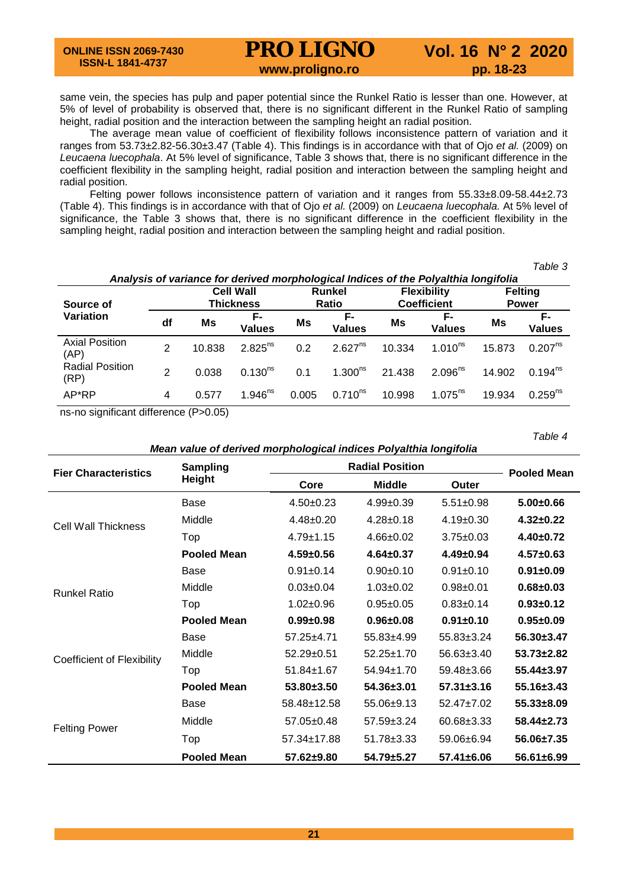same vein, the species has pulp and paper potential since the Runkel Ratio is lesser than one. However, at 5% of level of probability is observed that, there is no significant different in the Runkel Ratio of sampling height, radial position and the interaction between the sampling height an radial position.

The average mean value of coefficient of flexibility follows inconsistence pattern of variation and it ranges from 53.73±2.82-56.30±3.47 (Table 4). This findings is in accordance with that of Ojo *et al.* (2009) on *Leucaena luecophala*. At 5% level of significance, Table 3 shows that, there is no significant difference in the coefficient flexibility in the sampling height, radial position and interaction between the sampling height and radial position.

Felting power follows inconsistence pattern of variation and it ranges from 55.33±8.09-58.44±2.73 (Table 4). This findings is in accordance with that of Ojo *et al.* (2009) on *Leucaena luecophala.* At 5% level of significance, the Table 3 shows that, there is no significant difference in the coefficient flexibility in the sampling height, radial position and interaction between the sampling height and radial position.

*Table 3*

***Analysis of variance for derived morphological Indices of the Polyalthia longifolia***

| Source of Variation | df | Cell Wall Thickness | | Runkel Ratio | | Flexibility Coefficient | | Felting Power | |
|---|---|---|---|---|---|---|---|---|---|
| | | Ms | F-Values | Ms | F-Values | Ms | F-Values | Ms | F-Values |
| Axial Position (AP) | 2 | 10.838 | $2.825^{ns}$ | 0.2 | $2.627^{ns}$ | 10.334 | $1.010^{ns}$ | 15.873 | $0.207^{ns}$ |
| Radial Position (RP) | 2 | 0.038 | $0.130^{ns}$ | 0.1 | $1.300^{ns}$ | 21.438 | $2.096^{ns}$ | 14.902 | $0.194^{ns}$ |
| AP*RP | 4 | 0.577 | $1.946^{ns}$ | 0.005 | $0.710^{ns}$ | 10.998 | $1.075^{ns}$ | 19.934 | $0.259^{ns}$ |

ns-no significant difference (P>0.05)

*Table 4*

***Mean value of derived morphological indices Polyalthia longifolia***

| Fier Characteristics | Sampling Height | Radial Position | | | Pooled Mean |
|---|---|---|---|---|---|
| | | Core | Middle | Outer | |
| Cell Wall Thickness | Base | 4.50±0.23 | 4.99±0.39 | 5.51±0.98 | **5.00±0.66** |
| | Middle | 4.48±0.20 | 4.28±0.18 | 4.19±0.30 | **4.32±0.22** |
| | Top | 4.79±1.15 | 4.66±0.02 | 3.75±0.03 | **4.40±0.72** |
| | **Pooled Mean** | **4.59±0.56** | **4.64±0.37** | **4.49±0.94** | **4.57±0.63** |
| Runkel Ratio | Base | 0.91±0.14 | 0.90±0.10 | 0.91±0.10 | **0.91±0.09** |
| | Middle | 0.03±0.04 | 1.03±0.02 | 0.98±0.01 | **0.68±0.03** |
| | Top | 1.02±0.96 | 0.95±0.05 | 0.83±0.14 | **0.93±0.12** |
| | **Pooled Mean** | **0.99±0.98** | **0.96±0.08** | **0.91±0.10** | **0.95±0.09** |
| Coefficient of Flexibility | Base | 57.25±4.71 | 55.83±4.99 | 55.83±3.24 | **56.30±3.47** |
| | Middle | 52.29±0.51 | 52.25±1.70 | 56.63±3.40 | **53.73±2.82** |
| | Top | 51.84±1.67 | 54.94±1.70 | 59.48±3.66 | **55.44±3.97** |
| | **Pooled Mean** | **53.80±3.50** | **54.36±3.01** | **57.31±3.16** | **55.16±3.43** |
| Felting Power | Base | 58.48±12.58 | 55.06±9.13 | 52.47±7.02 | **55.33±8.09** |
| | Middle | 57.05±0.48 | 57.59±3.24 | 60.68±3.33 | **58.44±2.73** |
| | Top | 57.34±17.88 | 51.78±3.33 | 59.06±6.94 | **56.06±7.35** |
| | **Pooled Mean** | **57.62±9.80** | **54.79±5.27** | **57.41±6.06** | **56.61±6.99** |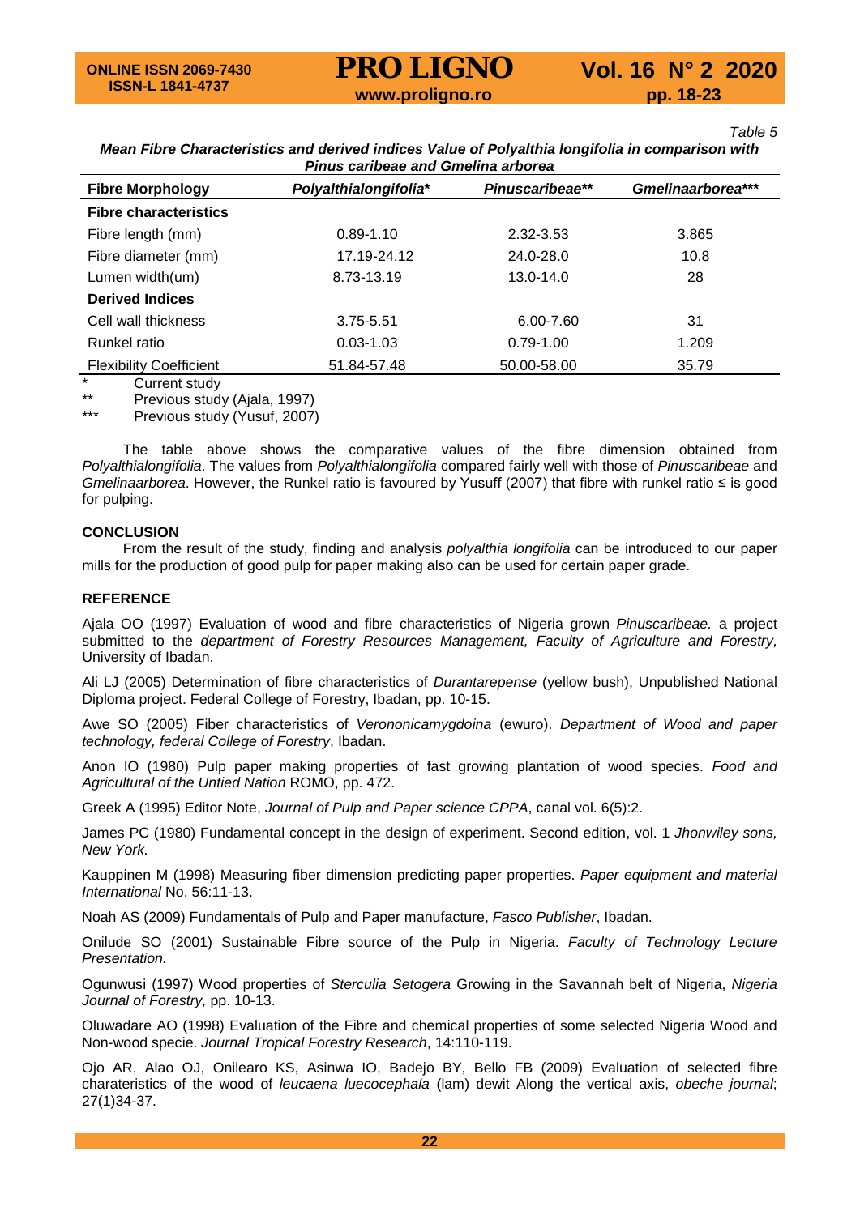*Table 5*

***Mean Fibre Characteristics and derived indices Value of Polyalthia longifolia in comparison with Pinus caribeae and Gmelina arborea***

| Fibre Morphology | *Polyalthialongifolia** | *Pinuscaribeae*** | *Gmelinaarborea**** |
|---|---|---|---|
| **Fibre characteristics** | | | |
| Fibre length (mm) | 0.89-1.10 | 2.32-3.53 | 3.865 |
| Fibre diameter (mm) | 17.19-24.12 | 24.0-28.0 | 10.8 |
| Lumen width(um) | 8.73-13.19 | 13.0-14.0 | 28 |
| **Derived Indices** | | | |
| Cell wall thickness | 3.75-5.51 | 6.00-7.60 | 31 |
| Runkel ratio | 0.03-1.03 | 0.79-1.00 | 1.209 |
| Flexibility Coefficient | 51.84-57.48 | 50.00-58.00 | 35.79 |

\* Current study

\*\* Previous study (Ajala, 1997)

\*\*\* Previous study (Yusuf, 2007)

The table above shows the comparative values of the fibre dimension obtained from *Polyalthialongifolia*. The values from *Polyalthialongifolia* compared fairly well with those of *Pinuscaribeae* and *Gmelinaarborea*. However, the Runkel ratio is favoured by Yusuff (2007) that fibre with runkel ratio ≤ is good for pulping.

## CONCLUSION

From the result of the study, finding and analysis *polyalthia longifolia* can be introduced to our paper mills for the production of good pulp for paper making also can be used for certain paper grade.

## REFERENCE

Ajala OO (1997) Evaluation of wood and fibre characteristics of Nigeria grown *Pinuscaribeae.* a project submitted to the *department of Forestry Resources Management, Faculty of Agriculture and Forestry,* University of Ibadan.

Ali LJ (2005) Determination of fibre characteristics of *Durantarepense* (yellow bush), Unpublished National Diploma project. Federal College of Forestry, Ibadan, pp. 10-15.

Awe SO (2005) Fiber characteristics of *Verononicamygdoina* (ewuro). *Department of Wood and paper technology, federal College of Forestry*, Ibadan.

Anon IO (1980) Pulp paper making properties of fast growing plantation of wood species. *Food and Agricultural of the Untied Nation* ROMO, pp. 472.

Greek A (1995) Editor Note, *Journal of Pulp and Paper science CPPA*, canal vol. 6(5):2.

James PC (1980) Fundamental concept in the design of experiment. Second edition, vol. 1 *Jhonwiley sons, New York.*

Kauppinen M (1998) Measuring fiber dimension predicting paper properties. *Paper equipment and material International* No. 56:11-13.

Noah AS (2009) Fundamentals of Pulp and Paper manufacture, *Fasco Publisher*, Ibadan.

Onilude SO (2001) Sustainable Fibre source of the Pulp in Nigeria. *Faculty of Technology Lecture Presentation.*

Ogunwusi (1997) Wood properties of *Sterculia Setogera* Growing in the Savannah belt of Nigeria, *Nigeria Journal of Forestry,* pp. 10-13.

Oluwadare AO (1998) Evaluation of the Fibre and chemical properties of some selected Nigeria Wood and Non-wood specie. *Journal Tropical Forestry Research*, 14:110-119.

Ojo AR, Alao OJ, Onilearo KS, Asinwa IO, Badejo BY, Bello FB (2009) Evaluation of selected fibre charateristics of the wood of *leucaena luecocephala* (lam) dewit Along the vertical axis, *obeche journal*; 27(1)34-37.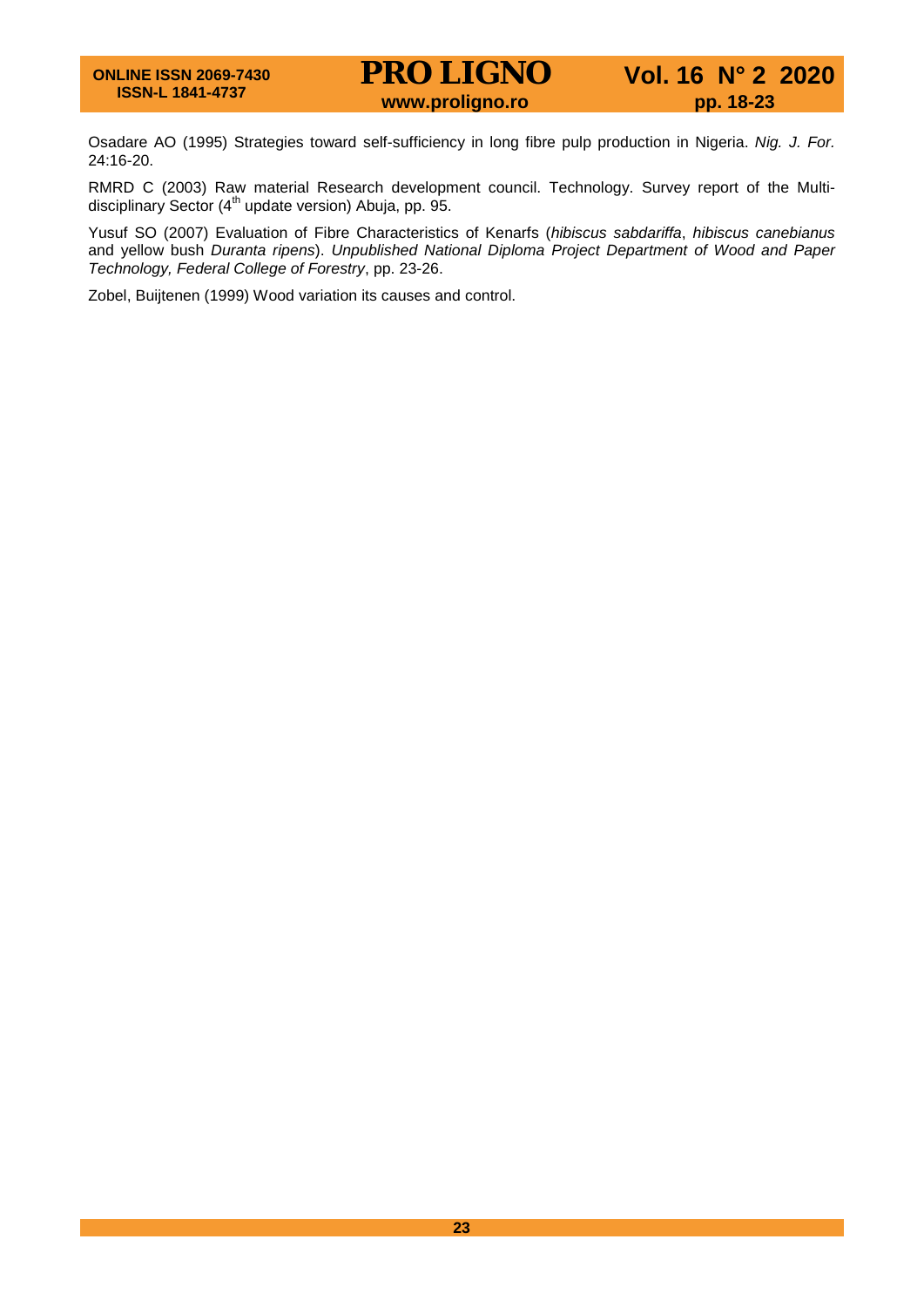Osadare AO (1995) Strategies toward self-sufficiency in long fibre pulp production in Nigeria. *Nig. J. For.* 24:16-20.

RMRD C (2003) Raw material Research development council. Technology. Survey report of the Multi-disciplinary Sector (4th update version) Abuja, pp. 95.

Yusuf SO (2007) Evaluation of Fibre Characteristics of Kenarfs (*hibiscus sabdariffa*, *hibiscus canebianus* and yellow bush *Duranta ripens*). *Unpublished National Diploma Project Department of Wood and Paper Technology, Federal College of Forestry*, pp. 23-26.

Zobel, Buijtenen (1999) Wood variation its causes and control.